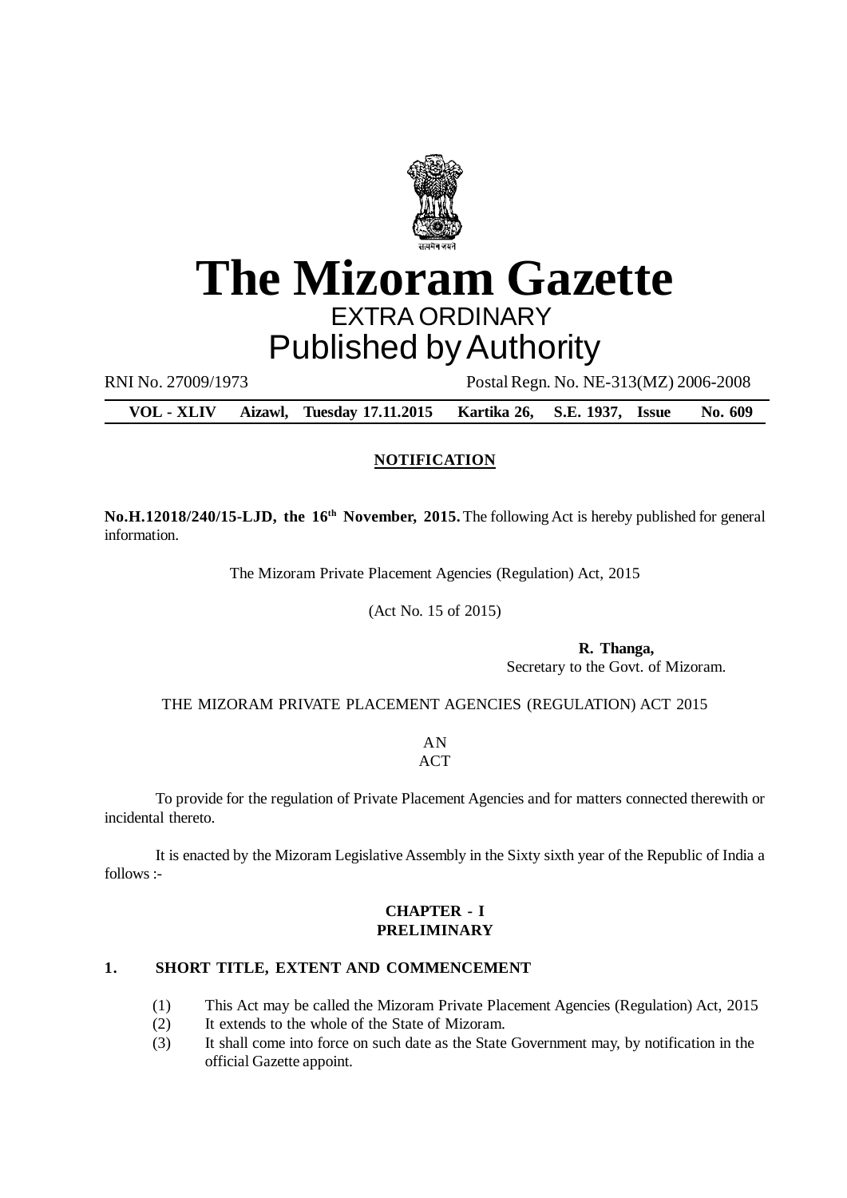# The Mizoram Gazette

EXTRA ORDINARY

Published by Authority

RNI No. 27009/1973 Postal Regn. No. NE-313(MZ) 2006-2008

**VOL - XLIV Aizawl, Tuesday 17.11.2015 Kartika 26, S.E. 1937, Issue No. 609**

## NOTIFICATION

**No.H.12018/240/15-LJD, the 16th November, 2015.** The following Act is hereby published for general information.

The Mizoram Private Placement Agencies (Regulation) Act, 2015

(Act No. 15 of 2015)

**R. Thanga,**
Secretary to the Govt. of Mizoram.

THE MIZORAM PRIVATE PLACEMENT AGENCIES (REGULATION) ACT 2015

AN
ACT

To provide for the regulation of Private Placement Agencies and for matters connected therewith or incidental thereto.

It is enacted by the Mizoram Legislative Assembly in the Sixty sixth year of the Republic of India a follows :-

### CHAPTER - I
### PRELIMINARY

**1. SHORT TITLE, EXTENT AND COMMENCEMENT**

(1) This Act may be called the Mizoram Private Placement Agencies (Regulation) Act, 2015

(2) It extends to the whole of the State of Mizoram.

(3) It shall come into force on such date as the State Government may, by notification in the official Gazette appoint.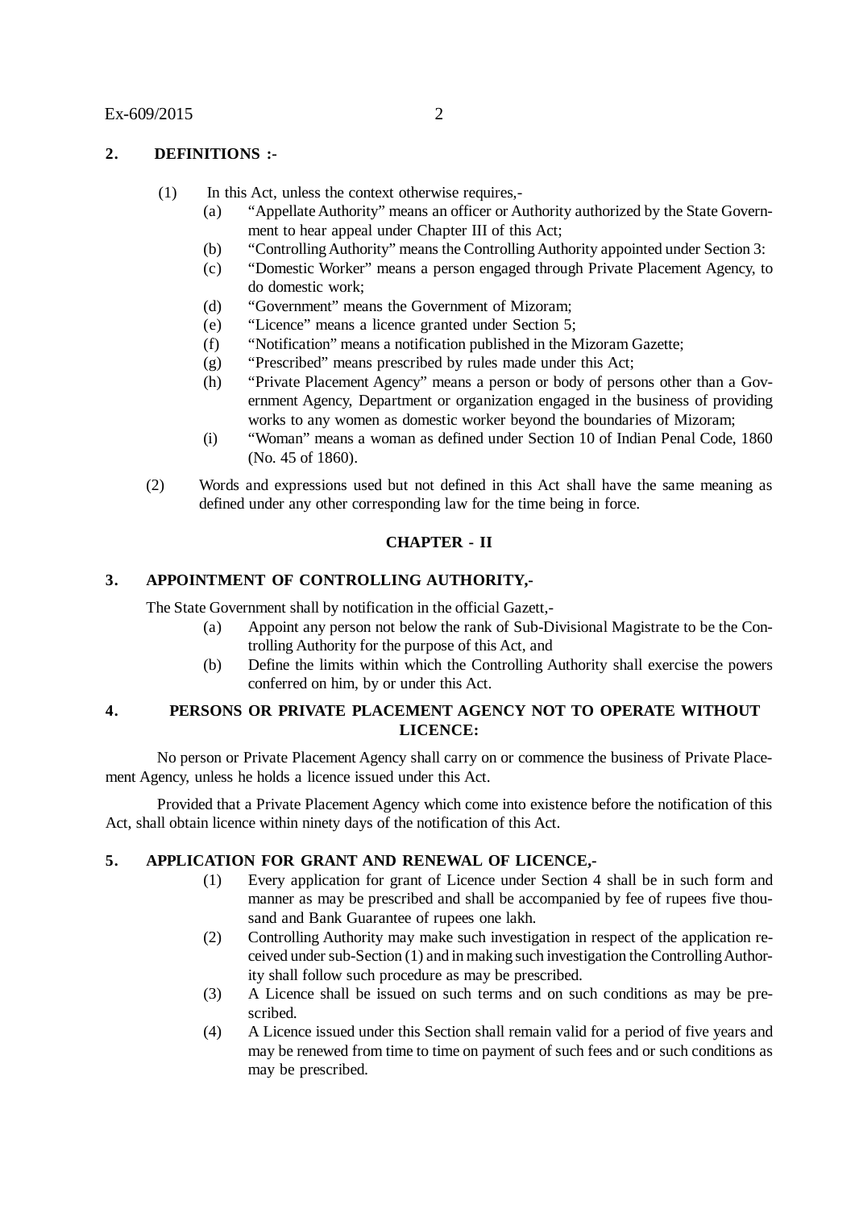## 2. DEFINITIONS :-

(1) In this Act, unless the context otherwise requires,-

(a) "Appellate Authority" means an officer or Authority authorized by the State Government to hear appeal under Chapter III of this Act;

(b) "Controlling Authority" means the Controlling Authority appointed under Section 3:

(c) "Domestic Worker" means a person engaged through Private Placement Agency, to do domestic work;

(d) "Government" means the Government of Mizoram;

(e) "Licence" means a licence granted under Section 5;

(f) "Notification" means a notification published in the Mizoram Gazette;

(g) "Prescribed" means prescribed by rules made under this Act;

(h) "Private Placement Agency" means a person or body of persons other than a Government Agency, Department or organization engaged in the business of providing works to any women as domestic worker beyond the boundaries of Mizoram;

(i) "Woman" means a woman as defined under Section 10 of Indian Penal Code, 1860 (No. 45 of 1860).

(2) Words and expressions used but not defined in this Act shall have the same meaning as defined under any other corresponding law for the time being in force.

## CHAPTER - II

## 3. APPOINTMENT OF CONTROLLING AUTHORITY,-

The State Government shall by notification in the official Gazett,-

(a) Appoint any person not below the rank of Sub-Divisional Magistrate to be the Controlling Authority for the purpose of this Act, and

(b) Define the limits within which the Controlling Authority shall exercise the powers conferred on him, by or under this Act.

## 4. PERSONS OR PRIVATE PLACEMENT AGENCY NOT TO OPERATE WITHOUT LICENCE:

No person or Private Placement Agency shall carry on or commence the business of Private Placement Agency, unless he holds a licence issued under this Act.

Provided that a Private Placement Agency which come into existence before the notification of this Act, shall obtain licence within ninety days of the notification of this Act.

## 5. APPLICATION FOR GRANT AND RENEWAL OF LICENCE,-

(1) Every application for grant of Licence under Section 4 shall be in such form and manner as may be prescribed and shall be accompanied by fee of rupees five thousand and Bank Guarantee of rupees one lakh.

(2) Controlling Authority may make such investigation in respect of the application received under sub-Section (1) and in making such investigation the Controlling Authority shall follow such procedure as may be prescribed.

(3) A Licence shall be issued on such terms and on such conditions as may be prescribed.

(4) A Licence issued under this Section shall remain valid for a period of five years and may be renewed from time to time on payment of such fees and or such conditions as may be prescribed.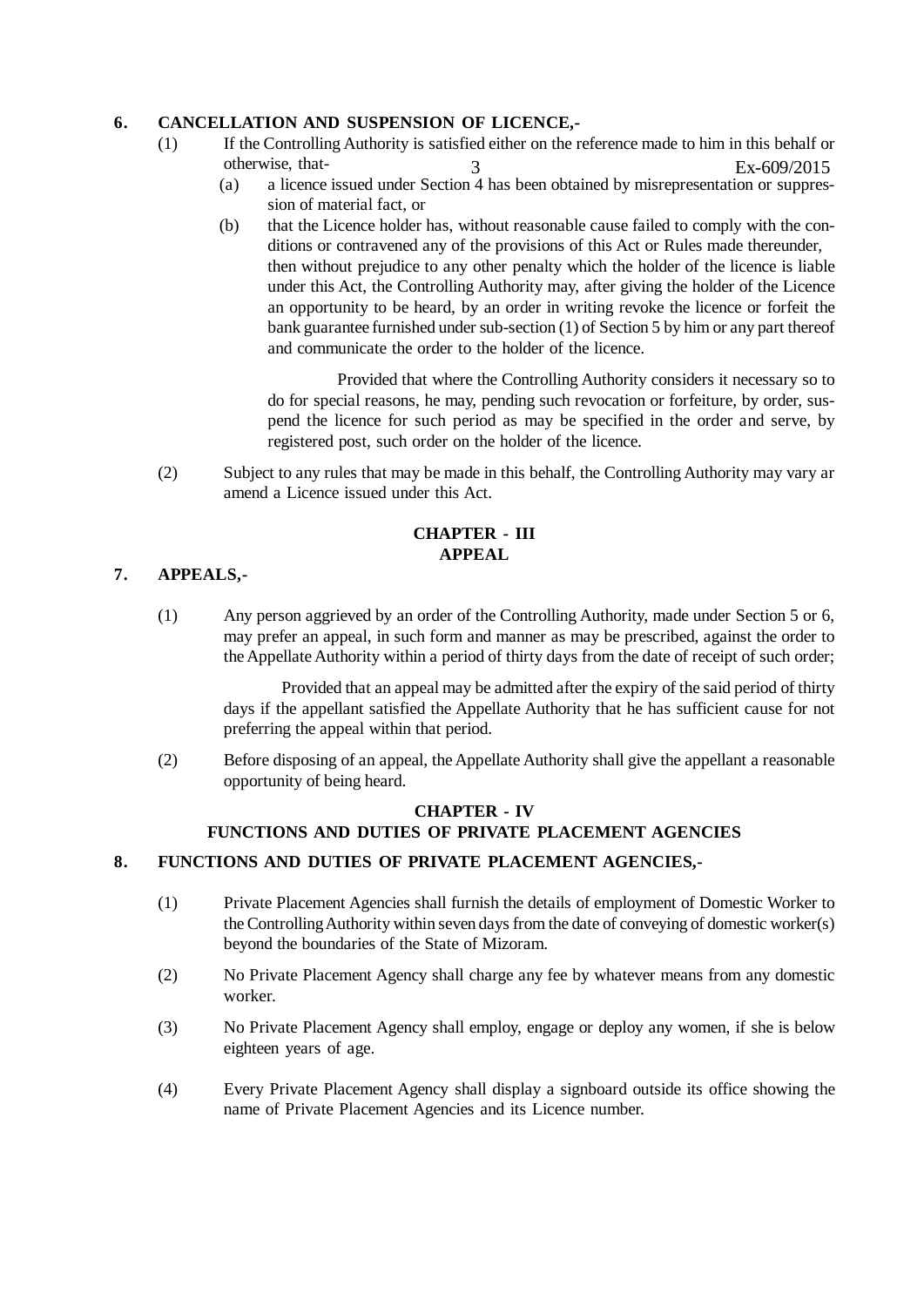**6. CANCELLATION AND SUSPENSION OF LICENCE,-**

(1) If the Controlling Authority is satisfied either on the reference made to him in this behalf or otherwise, that-

(a) a licence issued under Section 4 has been obtained by misrepresentation or suppression of material fact, or

(b) that the Licence holder has, without reasonable cause failed to comply with the conditions or contravened any of the provisions of this Act or Rules made thereunder, then without prejudice to any other penalty which the holder of the licence is liable under this Act, the Controlling Authority may, after giving the holder of the Licence an opportunity to be heard, by an order in writing revoke the licence or forfeit the bank guarantee furnished under sub-section (1) of Section 5 by him or any part thereof and communicate the order to the holder of the licence.

Provided that where the Controlling Authority considers it necessary so to do for special reasons, he may, pending such revocation or forfeiture, by order, suspend the licence for such period as may be specified in the order and serve, by registered post, such order on the holder of the licence.

(2) Subject to any rules that may be made in this behalf, the Controlling Authority may vary ar amend a Licence issued under this Act.

## CHAPTER - III
## APPEAL

**7. APPEALS,-**

(1) Any person aggrieved by an order of the Controlling Authority, made under Section 5 or 6, may prefer an appeal, in such form and manner as may be prescribed, against the order to the Appellate Authority within a period of thirty days from the date of receipt of such order;

Provided that an appeal may be admitted after the expiry of the said period of thirty days if the appellant satisfied the Appellate Authority that he has sufficient cause for not preferring the appeal within that period.

(2) Before disposing of an appeal, the Appellate Authority shall give the appellant a reasonable opportunity of being heard.

## CHAPTER - IV
## FUNCTIONS AND DUTIES OF PRIVATE PLACEMENT AGENCIES

**8. FUNCTIONS AND DUTIES OF PRIVATE PLACEMENT AGENCIES,-**

(1) Private Placement Agencies shall furnish the details of employment of Domestic Worker to the Controlling Authority within seven days from the date of conveying of domestic worker(s) beyond the boundaries of the State of Mizoram.

(2) No Private Placement Agency shall charge any fee by whatever means from any domestic worker.

(3) No Private Placement Agency shall employ, engage or deploy any women, if she is below eighteen years of age.

(4) Every Private Placement Agency shall display a signboard outside its office showing the name of Private Placement Agencies and its Licence number.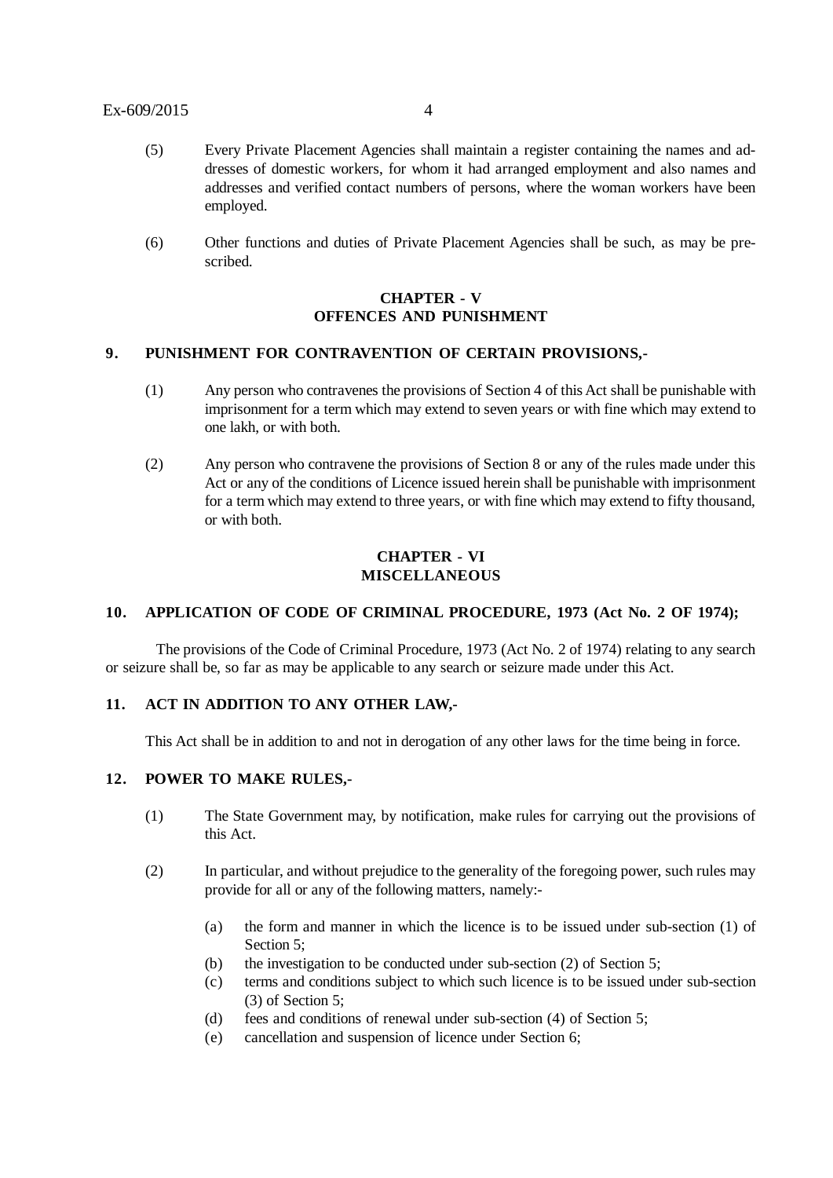(5) Every Private Placement Agencies shall maintain a register containing the names and addresses of domestic workers, for whom it had arranged employment and also names and addresses and verified contact numbers of persons, where the woman workers have been employed.

(6) Other functions and duties of Private Placement Agencies shall be such, as may be prescribed.

## CHAPTER - V
## OFFENCES AND PUNISHMENT

### 9. PUNISHMENT FOR CONTRAVENTION OF CERTAIN PROVISIONS,-

(1) Any person who contravenes the provisions of Section 4 of this Act shall be punishable with imprisonment for a term which may extend to seven years or with fine which may extend to one lakh, or with both.

(2) Any person who contravene the provisions of Section 8 or any of the rules made under this Act or any of the conditions of Licence issued herein shall be punishable with imprisonment for a term which may extend to three years, or with fine which may extend to fifty thousand, or with both.

## CHAPTER - VI
## MISCELLANEOUS

### 10. APPLICATION OF CODE OF CRIMINAL PROCEDURE, 1973 (Act No. 2 OF 1974);

The provisions of the Code of Criminal Procedure, 1973 (Act No. 2 of 1974) relating to any search or seizure shall be, so far as may be applicable to any search or seizure made under this Act.

### 11. ACT IN ADDITION TO ANY OTHER LAW,-

This Act shall be in addition to and not in derogation of any other laws for the time being in force.

### 12. POWER TO MAKE RULES,-

(1) The State Government may, by notification, make rules for carrying out the provisions of this Act.

(2) In particular, and without prejudice to the generality of the foregoing power, such rules may provide for all or any of the following matters, namely:-

- (a) the form and manner in which the licence is to be issued under sub-section (1) of Section 5;
- (b) the investigation to be conducted under sub-section (2) of Section 5;
- (c) terms and conditions subject to which such licence is to be issued under sub-section (3) of Section 5;
- (d) fees and conditions of renewal under sub-section (4) of Section 5;
- (e) cancellation and suspension of licence under Section 6;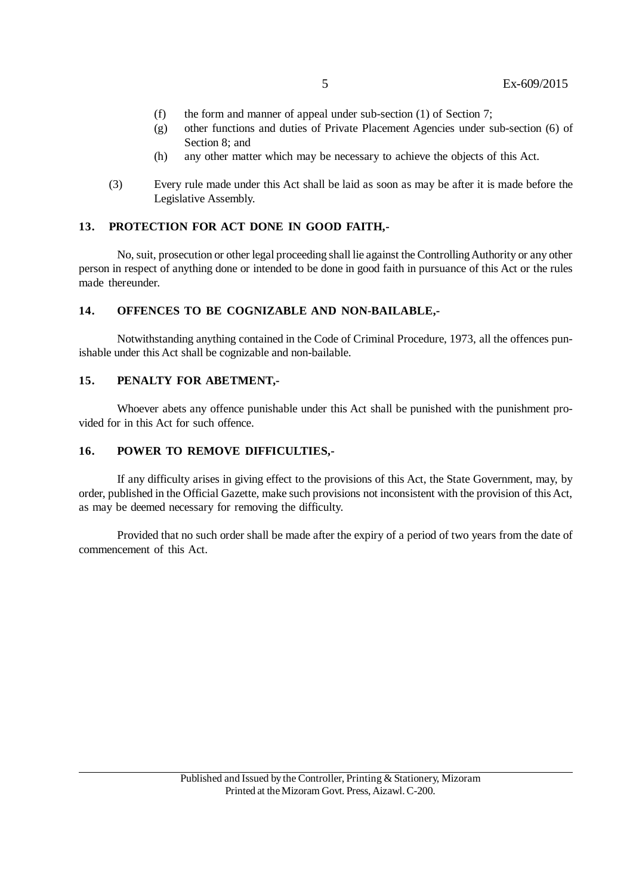(f) the form and manner of appeal under sub-section (1) of Section 7;

(g) other functions and duties of Private Placement Agencies under sub-section (6) of Section 8; and

(h) any other matter which may be necessary to achieve the objects of this Act.

(3) Every rule made under this Act shall be laid as soon as may be after it is made before the Legislative Assembly.

## 13. PROTECTION FOR ACT DONE IN GOOD FAITH,-

No, suit, prosecution or other legal proceeding shall lie against the Controlling Authority or any other person in respect of anything done or intended to be done in good faith in pursuance of this Act or the rules made thereunder.

## 14. OFFENCES TO BE COGNIZABLE AND NON-BAILABLE,-

Notwithstanding anything contained in the Code of Criminal Procedure, 1973, all the offences punishable under this Act shall be cognizable and non-bailable.

## 15. PENALTY FOR ABETMENT,-

Whoever abets any offence punishable under this Act shall be punished with the punishment provided for in this Act for such offence.

## 16. POWER TO REMOVE DIFFICULTIES,-

If any difficulty arises in giving effect to the provisions of this Act, the State Government, may, by order, published in the Official Gazette, make such provisions not inconsistent with the provision of this Act, as may be deemed necessary for removing the difficulty.

Provided that no such order shall be made after the expiry of a period of two years from the date of commencement of this Act.

---

Published and Issued by the Controller, Printing & Stationery, Mizoram
Printed at the Mizoram Govt. Press, Aizawl. C-200.